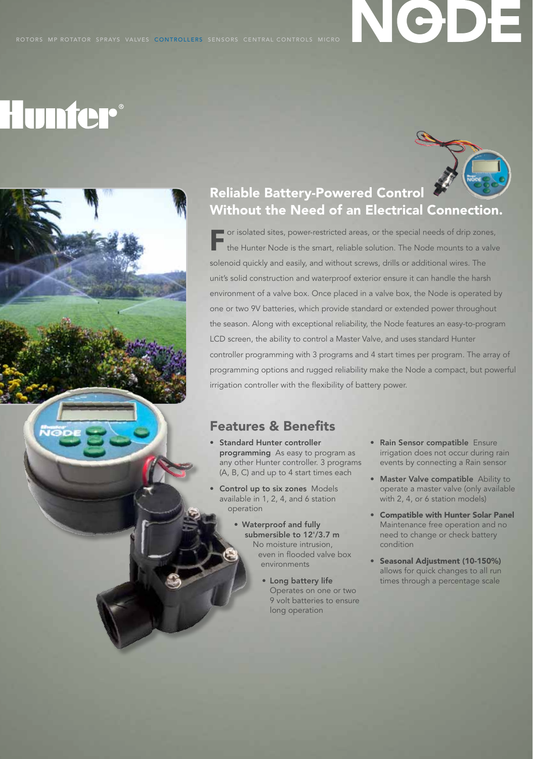ROTORS MP ROTATOR SPRAYS VALVES CONTROLLERS SENSORS CENTRAL CONTROLS MICRO

# NODE

Hunter®

## Reliable Battery-Powered Control Without the Need of an Electrical Connection.

For isolated sites, power-restricted areas, or the special needs of drip zones, the Hunter Node is the smart, reliable solution. The Node mounts to a valve solenoid quickly and easily, and without screws, drills or additional wires. The unit's solid construction and waterproof exterior ensure it can handle the harsh environment of a valve box. Once placed in a valve box, the Node is operated by one or two 9V batteries, which provide standard or extended power throughout the season. Along with exceptional reliability, the Node features an easy-to-program LCD screen, the ability to control a Master Valve, and uses standard Hunter controller programming with 3 programs and 4 start times per program. The array of programming options and rugged reliability make the Node a compact, but powerful irrigation controller with the flexibility of battery power.

## Features & Benefits

- **Standard Hunter controller programming** As easy to program as any other Hunter controller. 3 programs (A, B, C) and up to 4 start times each
- **Control up to six zones** Models available in 1, 2, 4, and 6 station operation
- **Waterproof and fully submersible to 12'/3.7 m** No moisture intrusion, even in flooded valve box environments
- **Long battery life** Operates on one or two 9 volt batteries to ensure long operation
- **Rain Sensor compatible** Ensure irrigation does not occur during rain events by connecting a Rain sensor
- **Master Valve compatible** Ability to operate a master valve (only available with 2, 4, or 6 station models)
- **Compatible with Hunter Solar Panel** Maintenance free operation and no need to change or check battery condition
- **Seasonal Adjustment (10-150%)** allows for quick changes to all run times through a percentage scale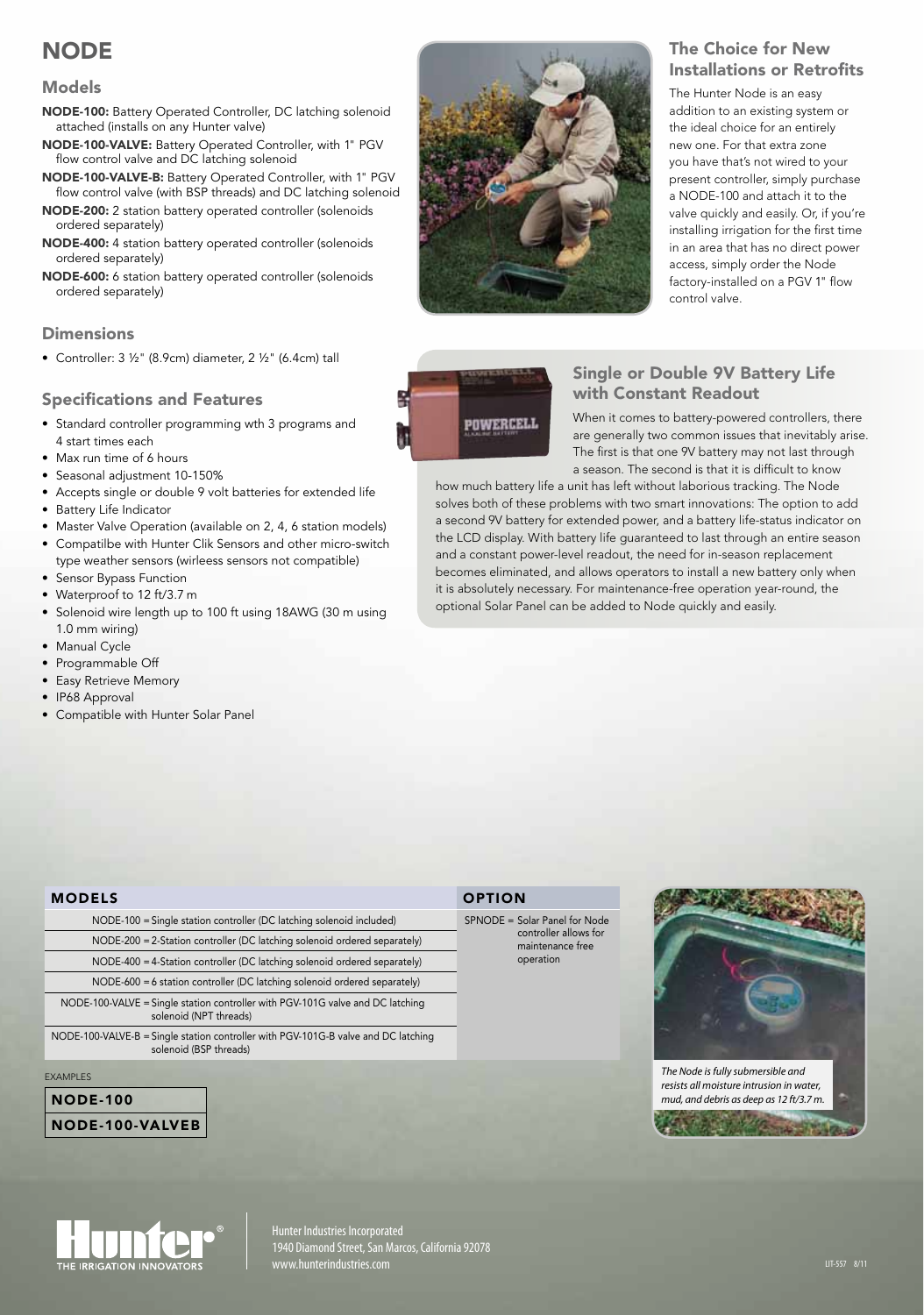# NODE

## Models

**NODE-100:** Battery Operated Controller, DC latching solenoid attached (installs on any Hunter valve)

**NODE-100-VALVE:** Battery Operated Controller, with 1" PGV flow control valve and DC latching solenoid

**NODE-100-VALVE-B:** Battery Operated Controller, with 1" PGV flow control valve (with BSP threads) and DC latching solenoid

**NODE-200:** 2 station battery operated controller (solenoids ordered separately)

**NODE-400:** 4 station battery operated controller (solenoids ordered separately)

**NODE-600:** 6 station battery operated controller (solenoids ordered separately)

## Dimensions

- Controller: 3 ½" (8.9cm) diameter, 2 ½" (6.4cm) tall

## Specifications and Features

- Standard controller programming wth 3 programs and 4 start times each
- Max run time of 6 hours
- Seasonal adjustment 10-150%
- Accepts single or double 9 volt batteries for extended life
- Battery Life Indicator
- Master Valve Operation (available on 2, 4, 6 station models)
- Compatilbe with Hunter Clik Sensors and other micro-switch type weather sensors (wirleess sensors not compatible)
- Sensor Bypass Function
- Waterproof to 12 ft/3.7 m
- Solenoid wire length up to 100 ft using 18AWG (30 m using 1.0 mm wiring)
- Manual Cycle
- Programmable Off
- Easy Retrieve Memory
- IP68 Approval
- Compatible with Hunter Solar Panel

## The Choice for New Installations or Retrofits

The Hunter Node is an easy addition to an existing system or the ideal choice for an entirely new one. For that extra zone you have that's not wired to your present controller, simply purchase a NODE-100 and attach it to the valve quickly and easily. Or, if you're installing irrigation for the first time in an area that has no direct power access, simply order the Node factory-installed on a PGV 1" flow control valve.

## Single or Double 9V Battery Life with Constant Readout

When it comes to battery-powered controllers, there are generally two common issues that inevitably arise. The first is that one 9V battery may not last through a season. The second is that it is difficult to know how much battery life a unit has left without laborious tracking. The Node solves both of these problems with two smart innovations: The option to add a second 9V battery for extended power, and a battery life-status indicator on the LCD display. With battery life guaranteed to last through an entire season and a constant power-level readout, the need for in-season replacement becomes eliminated, and allows operators to install a new battery only when it is absolutely necessary. For maintenance-free operation year-round, the optional Solar Panel can be added to Node quickly and easily.

| MODELS |
|---|
| NODE-100 = Single station controller (DC latching solenoid included) |
| NODE-200 = 2-Station controller (DC latching solenoid ordered separately) |
| NODE-400 = 4-Station controller (DC latching solenoid ordered separately) |
| NODE-600 = 6 station controller (DC latching solenoid ordered separately) |
| NODE-100-VALVE = Single station controller with PGV-101G valve and DC latching solenoid (NPT threads) |
| NODE-100-VALVE-B = Single station controller with PGV-101G-B valve and DC latching solenoid (BSP threads) |

| OPTION |
|---|
| SPNODE = Solar Panel for Node controller allows for maintenance free operation |

EXAMPLES

| |
|---|
| **NODE-100** |
| **NODE-100-VALVEB** |

*The Node is fully submersible and resists all moisture intrusion in water, mud, and debris as deep as 12 ft/3.7 m.*

THE IRRIGATION INNOVATORS

Hunter Industries Incorporated
1940 Diamond Street, San Marcos, California 92078
www.hunterindustries.com

LIT-557 8/11